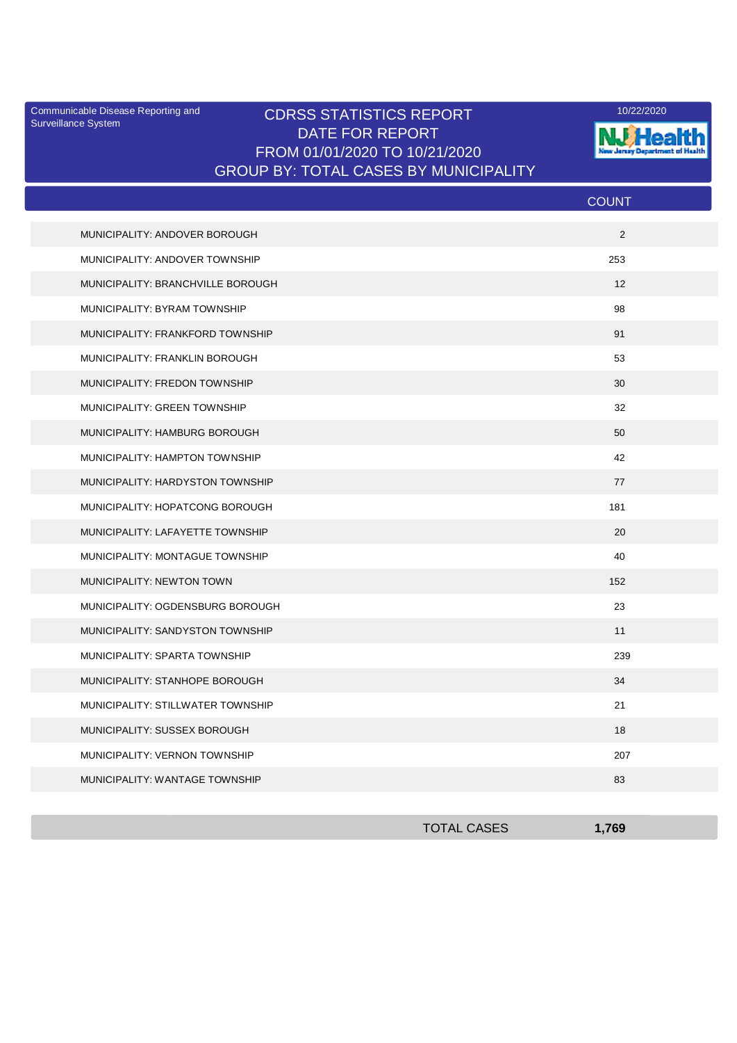Communicable Disease Reporting and Surveillance System

10/22/2020

# CDRSS STATISTICS REPORT

## DATE FOR REPORT

## FROM 01/01/2020 TO 10/21/2020

## GROUP BY: TOTAL CASES BY MUNICIPALITY

| | COUNT |
|---|---|
| MUNICIPALITY: ANDOVER BOROUGH | 2 |
| MUNICIPALITY: ANDOVER TOWNSHIP | 253 |
| MUNICIPALITY: BRANCHVILLE BOROUGH | 12 |
| MUNICIPALITY: BYRAM TOWNSHIP | 98 |
| MUNICIPALITY: FRANKFORD TOWNSHIP | 91 |
| MUNICIPALITY: FRANKLIN BOROUGH | 53 |
| MUNICIPALITY: FREDON TOWNSHIP | 30 |
| MUNICIPALITY: GREEN TOWNSHIP | 32 |
| MUNICIPALITY: HAMBURG BOROUGH | 50 |
| MUNICIPALITY: HAMPTON TOWNSHIP | 42 |
| MUNICIPALITY: HARDYSTON TOWNSHIP | 77 |
| MUNICIPALITY: HOPATCONG BOROUGH | 181 |
| MUNICIPALITY: LAFAYETTE TOWNSHIP | 20 |
| MUNICIPALITY: MONTAGUE TOWNSHIP | 40 |
| MUNICIPALITY: NEWTON TOWN | 152 |
| MUNICIPALITY: OGDENSBURG BOROUGH | 23 |
| MUNICIPALITY: SANDYSTON TOWNSHIP | 11 |
| MUNICIPALITY: SPARTA TOWNSHIP | 239 |
| MUNICIPALITY: STANHOPE BOROUGH | 34 |
| MUNICIPALITY: STILLWATER TOWNSHIP | 21 |
| MUNICIPALITY: SUSSEX BOROUGH | 18 |
| MUNICIPALITY: VERNON TOWNSHIP | 207 |
| MUNICIPALITY: WANTAGE TOWNSHIP | 83 |
| **TOTAL CASES** | **1,769** |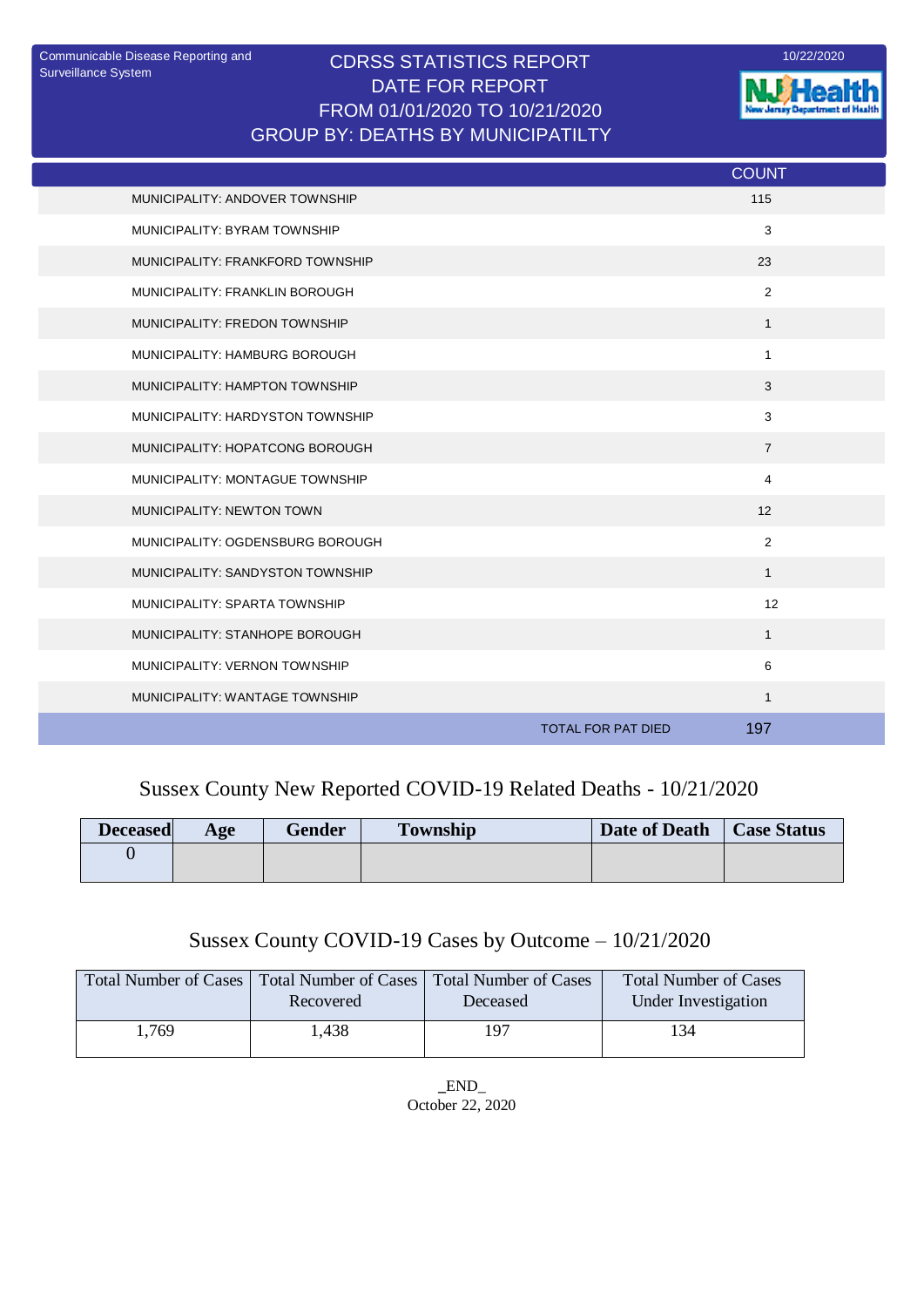Communicable Disease Reporting and Surveillance System

10/22/2020

# CDRSS STATISTICS REPORT
## DATE FOR REPORT
## FROM 01/01/2020 TO 10/21/2020
## GROUP BY: DEATHS BY MUNICIPATILTY

| | COUNT |
|---|---|
| MUNICIPALITY: ANDOVER TOWNSHIP | 115 |
| MUNICIPALITY: BYRAM TOWNSHIP | 3 |
| MUNICIPALITY: FRANKFORD TOWNSHIP | 23 |
| MUNICIPALITY: FRANKLIN BOROUGH | 2 |
| MUNICIPALITY: FREDON TOWNSHIP | 1 |
| MUNICIPALITY: HAMBURG BOROUGH | 1 |
| MUNICIPALITY: HAMPTON TOWNSHIP | 3 |
| MUNICIPALITY: HARDYSTON TOWNSHIP | 3 |
| MUNICIPALITY: HOPATCONG BOROUGH | 7 |
| MUNICIPALITY: MONTAGUE TOWNSHIP | 4 |
| MUNICIPALITY: NEWTON TOWN | 12 |
| MUNICIPALITY: OGDENSBURG BOROUGH | 2 |
| MUNICIPALITY: SANDYSTON TOWNSHIP | 1 |
| MUNICIPALITY: SPARTA TOWNSHIP | 12 |
| MUNICIPALITY: STANHOPE BOROUGH | 1 |
| MUNICIPALITY: VERNON TOWNSHIP | 6 |
| MUNICIPALITY: WANTAGE TOWNSHIP | 1 |
| TOTAL FOR PAT DIED | 197 |

## Sussex County New Reported COVID-19 Related Deaths - 10/21/2020

| Deceased | Age | Gender | Township | Date of Death | Case Status |
|---|---|---|---|---|---|
| 0 | | | | | |

## Sussex County COVID-19 Cases by Outcome – 10/21/2020

| Total Number of Cases | Total Number of Cases Recovered | Total Number of Cases Deceased | Total Number of Cases Under Investigation |
|---|---|---|---|
| 1,769 | 1,438 | 197 | 134 |

_END_
October 22, 2020